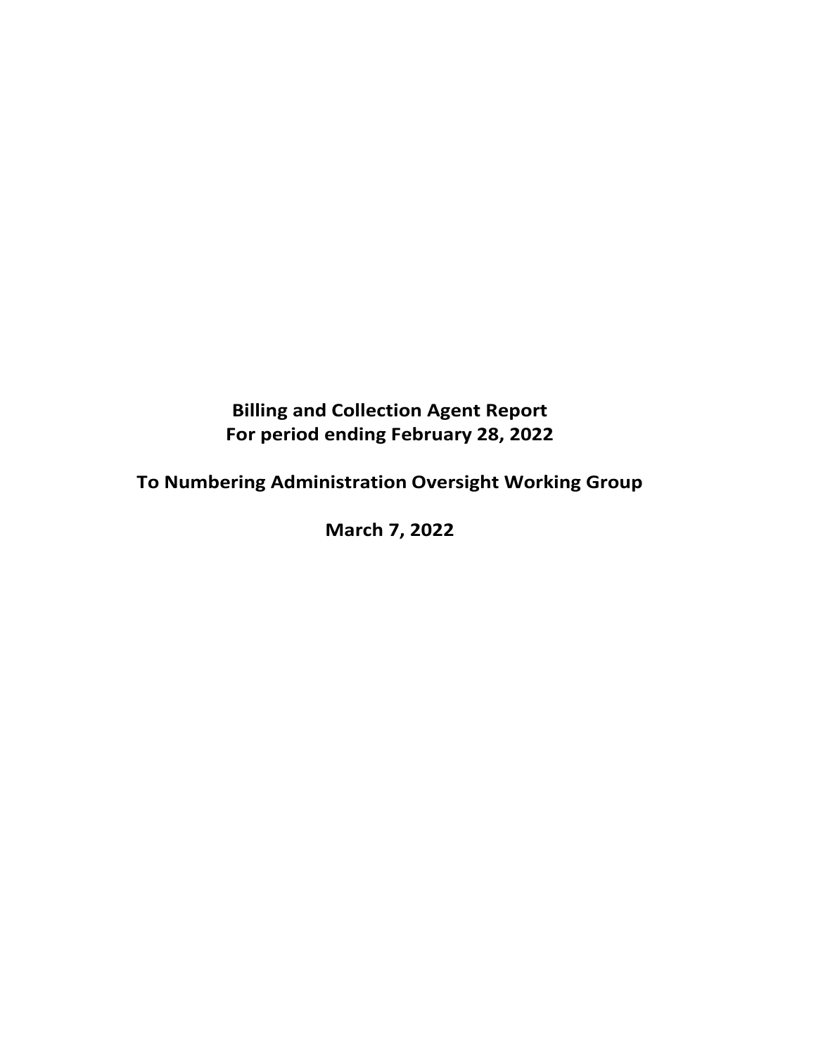**Billing and Collection Agent Report**
**For period ending February 28, 2022**

**To Numbering Administration Oversight Working Group**

**March 7, 2022**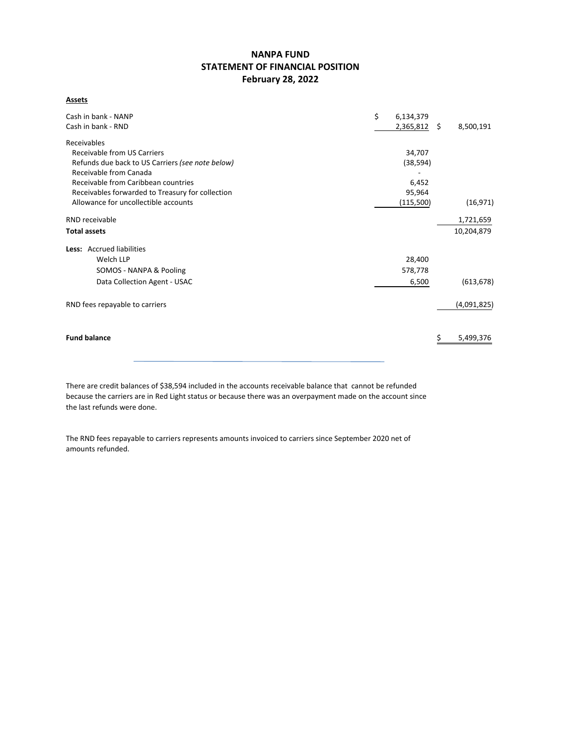# NANPA FUND
## STATEMENT OF FINANCIAL POSITION
### February 28, 2022

**Assets**

| | | |
|---|---|---|
| Cash in bank - NANP | $ 6,134,379 | |
| Cash in bank - RND | 2,365,812 | $ 8,500,191 |
| Receivables | | |
| Receivable from US Carriers | 34,707 | |
| Refunds due back to US Carriers *(see note below)* | (38,594) | |
| Receivable from Canada | - | |
| Receivable from Caribbean countries | 6,452 | |
| Receivables forwarded to Treasury for collection | 95,964 | |
| Allowance for uncollectible accounts | (115,500) | (16,971) |
| RND receivable | | 1,721,659 |
| **Total assets** | | 10,204,879 |
| **Less:** Accrued liabilities | | |
| Welch LLP | 28,400 | |
| SOMOS - NANPA & Pooling | 578,778 | |
| Data Collection Agent - USAC | 6,500 | (613,678) |
| RND fees repayable to carriers | | (4,091,825) |
| **Fund balance** | | $ 5,499,376 |

There are credit balances of $38,594 included in the accounts receivable balance that cannot be refunded because the carriers are in Red Light status or because there was an overpayment made on the account since the last refunds were done.

The RND fees repayable to carriers represents amounts invoiced to carriers since September 2020 net of amounts refunded.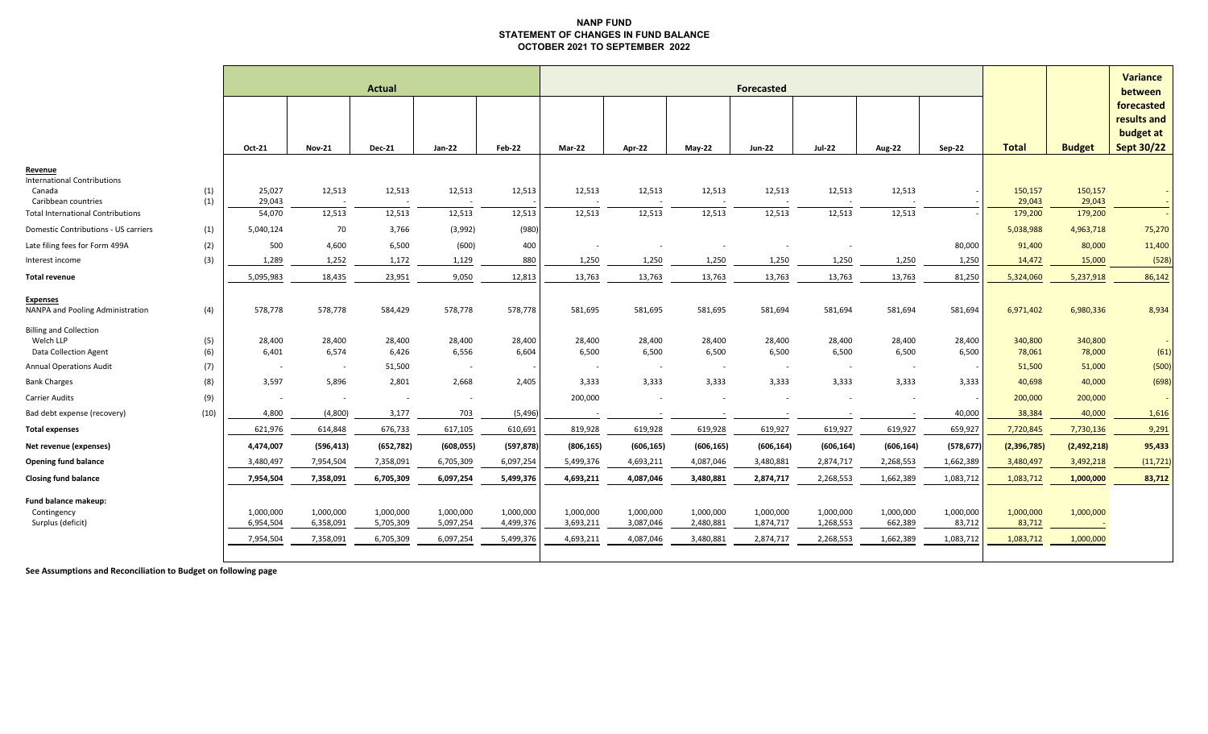# NANP FUND
## STATEMENT OF CHANGES IN FUND BALANCE
## OCTOBER 2021 TO SEPTEMBER 2022

| | | Actual | | | | | Forecasted | | | | | | | | | Variance between forecasted results and budget at Sept 30/22 |
|---|---|---|---|---|---|---|---|---|---|---|---|---|---|---|---|---|
| | | Oct-21 | Nov-21 | Dec-21 | Jan-22 | Feb-22 | Mar-22 | Apr-22 | May-22 | Jun-22 | Jul-22 | Aug-22 | Sep-22 | Total | Budget | |
| **Revenue** | | | | | | | | | | | | | | | | |
| International Contributions | | | | | | | | | | | | | | | | |
| Canada | (1) | 25,027 | 12,513 | 12,513 | 12,513 | 12,513 | 12,513 | 12,513 | 12,513 | 12,513 | 12,513 | 12,513 | - | 150,157 | 150,157 | - |
| Caribbean countries | (1) | 29,043 | - | - | - | - | - | - | - | - | - | - | - | 29,043 | 29,043 | - |
| Total International Contributions | | 54,070 | 12,513 | 12,513 | 12,513 | 12,513 | 12,513 | 12,513 | 12,513 | 12,513 | 12,513 | 12,513 | - | 179,200 | 179,200 | - |
| Domestic Contributions - US carriers | (1) | 5,040,124 | 70 | 3,766 | (3,992) | (980) | | | | | | | | 5,038,988 | 4,963,718 | 75,270 |
| Late filing fees for Form 499A | (2) | 500 | 4,600 | 6,500 | (600) | 400 | - | - | - | - | - | | 80,000 | 91,400 | 80,000 | 11,400 |
| Interest income | (3) | 1,289 | 1,252 | 1,172 | 1,129 | 880 | 1,250 | 1,250 | 1,250 | 1,250 | 1,250 | 1,250 | 1,250 | 14,472 | 15,000 | (528) |
| **Total revenue** | | 5,095,983 | 18,435 | 23,951 | 9,050 | 12,813 | 13,763 | 13,763 | 13,763 | 13,763 | 13,763 | 13,763 | 81,250 | 5,324,060 | 5,237,918 | 86,142 |
| **Expenses** | | | | | | | | | | | | | | | | |
| NANPA and Pooling Administration | (4) | 578,778 | 578,778 | 584,429 | 578,778 | 578,778 | 581,695 | 581,695 | 581,695 | 581,694 | 581,694 | 581,694 | 581,694 | 6,971,402 | 6,980,336 | 8,934 |
| Billing and Collection | | | | | | | | | | | | | | | | |
| Welch LLP | (5) | 28,400 | 28,400 | 28,400 | 28,400 | 28,400 | 28,400 | 28,400 | 28,400 | 28,400 | 28,400 | 28,400 | 28,400 | 340,800 | 340,800 | - |
| Data Collection Agent | (6) | 6,401 | 6,574 | 6,426 | 6,556 | 6,604 | 6,500 | 6,500 | 6,500 | 6,500 | 6,500 | 6,500 | 6,500 | 78,061 | 78,000 | (61) |
| Annual Operations Audit | (7) | - | - | 51,500 | - | - | - | - | - | - | - | - | - | 51,500 | 51,000 | (500) |
| Bank Charges | (8) | 3,597 | 5,896 | 2,801 | 2,668 | 2,405 | 3,333 | 3,333 | 3,333 | 3,333 | 3,333 | 3,333 | 3,333 | 40,698 | 40,000 | (698) |
| Carrier Audits | (9) | - | - | - | - | | 200,000 | - | - | - | - | - | - | 200,000 | 200,000 | - |
| Bad debt expense (recovery) | (10) | 4,800 | (4,800) | 3,177 | 703 | (5,496) | - | - | - | - | - | - | 40,000 | 38,384 | 40,000 | 1,616 |
| **Total expenses** | | 621,976 | 614,848 | 676,733 | 617,105 | 610,691 | 819,928 | 619,928 | 619,928 | 619,927 | 619,927 | 619,927 | 659,927 | 7,720,845 | 7,730,136 | 9,291 |
| **Net revenue (expenses)** | | **4,474,007** | **(596,413)** | **(652,782)** | **(608,055)** | **(597,878)** | **(806,165)** | **(606,165)** | **(606,165)** | **(606,164)** | **(606,164)** | **(606,164)** | **(578,677)** | **(2,396,785)** | **(2,492,218)** | **95,433** |
| **Opening fund balance** | | 3,480,497 | 7,954,504 | 7,358,091 | 6,705,309 | 6,097,254 | 5,499,376 | 4,693,211 | 4,087,046 | 3,480,881 | 2,874,717 | 2,268,553 | 1,662,389 | 3,480,497 | 3,492,218 | (11,721) |
| **Closing fund balance** | | **7,954,504** | **7,358,091** | **6,705,309** | **6,097,254** | **5,499,376** | **4,693,211** | **4,087,046** | **3,480,881** | **2,874,717** | **2,268,553** | **1,662,389** | **1,083,712** | **1,083,712** | **1,000,000** | **83,712** |
| **Fund balance makeup:** | | | | | | | | | | | | | | | | |
| Contingency | | 1,000,000 | 1,000,000 | 1,000,000 | 1,000,000 | 1,000,000 | 1,000,000 | 1,000,000 | 1,000,000 | 1,000,000 | 1,000,000 | 1,000,000 | 1,000,000 | 1,000,000 | 1,000,000 | |
| Surplus (deficit) | | 6,954,504 | 6,358,091 | 5,705,309 | 5,097,254 | 4,499,376 | 3,693,211 | 3,087,046 | 2,480,881 | 1,874,717 | 1,268,553 | 662,389 | 83,712 | 83,712 | - | |
| | | 7,954,504 | 7,358,091 | 6,705,309 | 6,097,254 | 5,499,376 | 4,693,211 | 4,087,046 | 3,480,881 | 2,874,717 | 2,268,553 | 1,662,389 | 1,083,712 | 1,083,712 | 1,000,000 | |

**See Assumptions and Reconciliation to Budget on following page**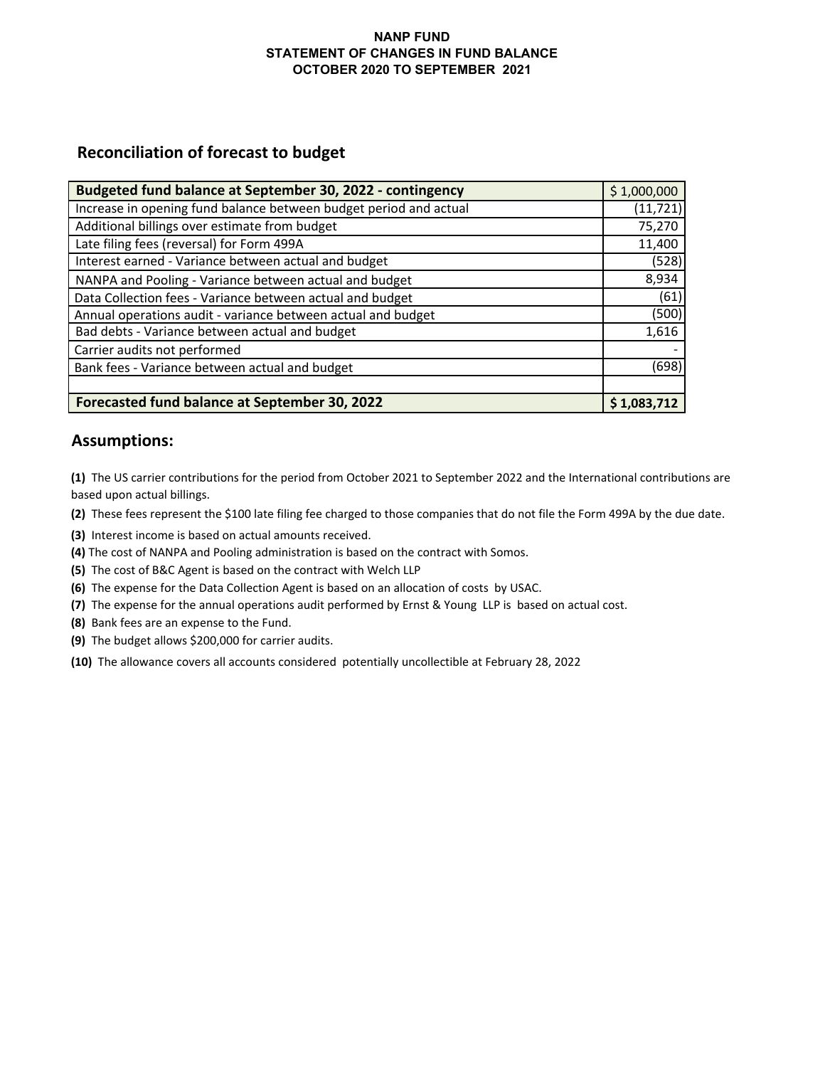**NANP FUND**
**STATEMENT OF CHANGES IN FUND BALANCE**
**OCTOBER 2020 TO SEPTEMBER 2021**

## Reconciliation of forecast to budget

| **Budgeted fund balance at September 30, 2022 - contingency** | $ 1,000,000 |
|---|---|
| Increase in opening fund balance between budget period and actual | (11,721) |
| Additional billings over estimate from budget | 75,270 |
| Late filing fees (reversal) for Form 499A | 11,400 |
| Interest earned - Variance between actual and budget | (528) |
| NANPA and Pooling - Variance between actual and budget | 8,934 |
| Data Collection fees - Variance between actual and budget | (61) |
| Annual operations audit - variance between actual and budget | (500) |
| Bad debts - Variance between actual and budget | 1,616 |
| Carrier audits not performed | - |
| Bank fees - Variance between actual and budget | (698) |
| | |
| **Forecasted fund balance at September 30, 2022** | **$ 1,083,712** |

## Assumptions:

**(1)** The US carrier contributions for the period from October 2021 to September 2022 and the International contributions are based upon actual billings.

**(2)** These fees represent the $100 late filing fee charged to those companies that do not file the Form 499A by the due date.

**(3)** Interest income is based on actual amounts received.

**(4)** The cost of NANPA and Pooling administration is based on the contract with Somos.

**(5)** The cost of B&C Agent is based on the contract with Welch LLP

**(6)** The expense for the Data Collection Agent is based on an allocation of costs by USAC.

**(7)** The expense for the annual operations audit performed by Ernst & Young LLP is based on actual cost.

**(8)** Bank fees are an expense to the Fund.

**(9)** The budget allows $200,000 for carrier audits.

**(10)** The allowance covers all accounts considered potentially uncollectible at February 28, 2022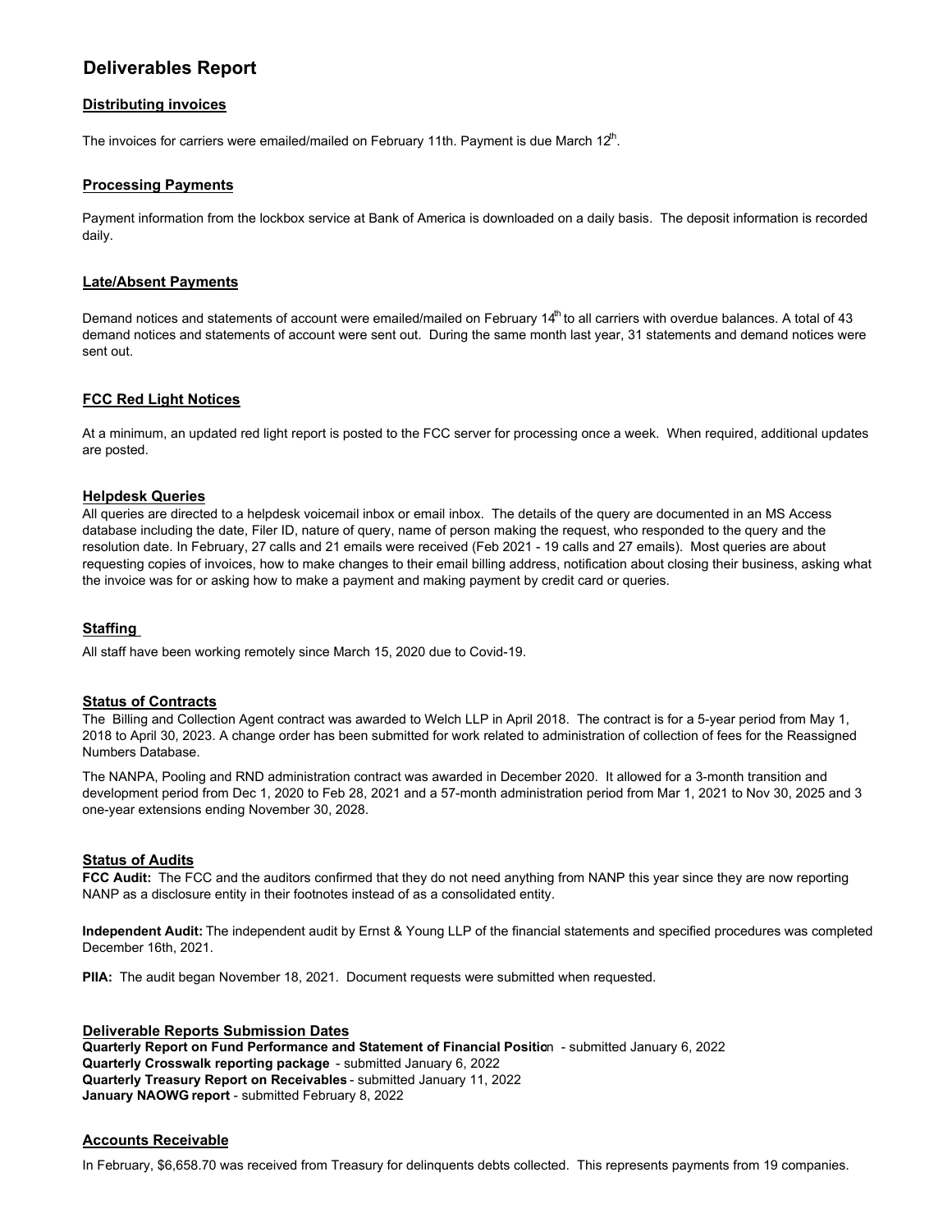# Deliverables Report

## Distributing invoices

The invoices for carriers were emailed/mailed on February 11th. Payment is due March 12th.

## Processing Payments

Payment information from the lockbox service at Bank of America is downloaded on a daily basis. The deposit information is recorded daily.

## Late/Absent Payments

Demand notices and statements of account were emailed/mailed on February 14th to all carriers with overdue balances. A total of 43 demand notices and statements of account were sent out. During the same month last year, 31 statements and demand notices were sent out.

## FCC Red Light Notices

At a minimum, an updated red light report is posted to the FCC server for processing once a week. When required, additional updates are posted.

## Helpdesk Queries

All queries are directed to a helpdesk voicemail inbox or email inbox. The details of the query are documented in an MS Access database including the date, Filer ID, nature of query, name of person making the request, who responded to the query and the resolution date. In February, 27 calls and 21 emails were received (Feb 2021 - 19 calls and 27 emails). Most queries are about requesting copies of invoices, how to make changes to their email billing address, notification about closing their business, asking what the invoice was for or asking how to make a payment and making payment by credit card or queries.

## Staffing

All staff have been working remotely since March 15, 2020 due to Covid-19.

## Status of Contracts

The Billing and Collection Agent contract was awarded to Welch LLP in April 2018. The contract is for a 5-year period from May 1, 2018 to April 30, 2023. A change order has been submitted for work related to administration of collection of fees for the Reassigned Numbers Database.

The NANPA, Pooling and RND administration contract was awarded in December 2020. It allowed for a 3-month transition and development period from Dec 1, 2020 to Feb 28, 2021 and a 57-month administration period from Mar 1, 2021 to Nov 30, 2025 and 3 one-year extensions ending November 30, 2028.

## Status of Audits

**FCC Audit:** The FCC and the auditors confirmed that they do not need anything from NANP this year since they are now reporting NANP as a disclosure entity in their footnotes instead of as a consolidated entity.

**Independent Audit:** The independent audit by Ernst & Young LLP of the financial statements and specified procedures was completed December 16th, 2021.

**PIIA:** The audit began November 18, 2021. Document requests were submitted when requested.

## Deliverable Reports Submission Dates

**Quarterly Report on Fund Performance and Statement of Financial Position** - submitted January 6, 2022
**Quarterly Crosswalk reporting package** - submitted January 6, 2022
**Quarterly Treasury Report on Receivables** - submitted January 11, 2022
**January NAOWG report** - submitted February 8, 2022

## Accounts Receivable

In February, $6,658.70 was received from Treasury for delinquents debts collected. This represents payments from 19 companies.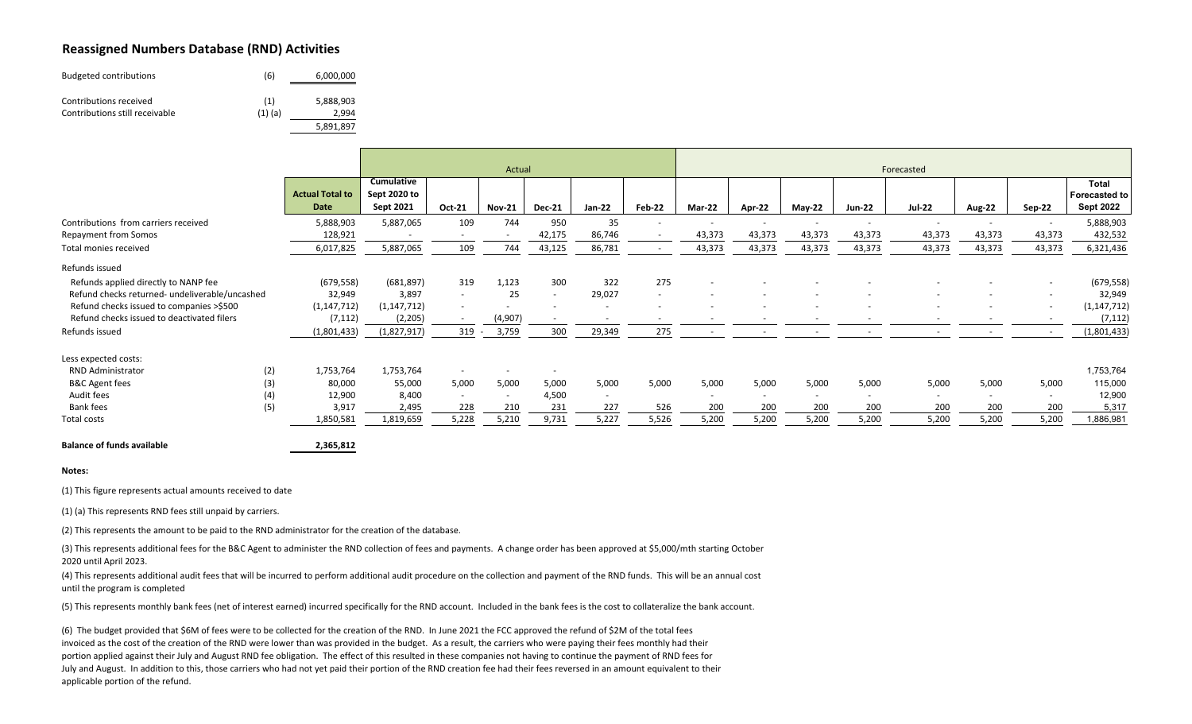## Reassigned Numbers Database (RND) Activities

| | | |
|---|---|---|
| Budgeted contributions | (6) | 6,000,000 |
| Contributions received | (1) | 5,888,903 |
| Contributions still receivable | (1) (a) | 2,994 |
| | | 5,891,897 |

| | | | Actual | | | | | | Forecasted | | | | | | | | |
|---|---|---|---|---|---|---|---|---|---|---|---|---|---|---|---|---|---|
| | | **Actual Total to Date** | **Cumulative Sept 2020 to Sept 2021** | **Oct-21** | **Nov-21** | **Dec-21** | **Jan-22** | **Feb-22** | **Mar-22** | **Apr-22** | **May-22** | **Jun-22** | **Jul-22** | **Aug-22** | **Sep-22** | **Total Forecasted to Sept 2022** |
| Contributions from carriers received | | 5,888,903 | 5,887,065 | 109 | 744 | 950 | 35 | - | - | - | - | - | - | - | - | 5,888,903 |
| Repayment from Somos | | 128,921 | - | - | - | 42,175 | 86,746 | - | 43,373 | 43,373 | 43,373 | 43,373 | 43,373 | 43,373 | 43,373 | 432,532 |
| Total monies received | | 6,017,825 | 5,887,065 | 109 | 744 | 43,125 | 86,781 | - | 43,373 | 43,373 | 43,373 | 43,373 | 43,373 | 43,373 | 43,373 | 6,321,436 |
| Refunds issued | | | | | | | | | | | | | | | | |
| Refunds applied directly to NANP fee | | (679,558) | (681,897) | 319 | 1,123 | 300 | 322 | 275 | - | - | - | - | - | - | - | (679,558) |
| Refund checks returned- undeliverable/uncashed | | 32,949 | 3,897 | - | 25 | - | 29,027 | - | - | - | - | - | - | - | - | 32,949 |
| Refund checks issued to companies >$500 | | (1,147,712) | (1,147,712) | - | - | - | - | - | - | - | - | - | - | - | - | (1,147,712) |
| Refund checks issued to deactivated filers | | (7,112) | (2,205) | - | (4,907) | - | - | - | - | - | - | - | - | - | - | (7,112) |
| Refunds issued | | (1,801,433) | (1,827,917) | 319 | - 3,759 | 300 | 29,349 | 275 | - | - | - | - | - | - | - | (1,801,433) |
| Less expected costs: | | | | | | | | | | | | | | | | |
| RND Administrator | (2) | 1,753,764 | 1,753,764 | - | - | - | | | | | | | | | | 1,753,764 |
| B&C Agent fees | (3) | 80,000 | 55,000 | 5,000 | 5,000 | 5,000 | 5,000 | 5,000 | 5,000 | 5,000 | 5,000 | 5,000 | 5,000 | 5,000 | 5,000 | 115,000 |
| Audit fees | (4) | 12,900 | 8,400 | - | - | 4,500 | - | | - | - | - | - | - | - | - | 12,900 |
| Bank fees | (5) | 3,917 | 2,495 | 228 | 210 | 231 | 227 | 526 | 200 | 200 | 200 | 200 | 200 | 200 | 200 | 5,317 |
| Total costs | | 1,850,581 | 1,819,659 | 5,228 | 5,210 | 9,731 | 5,227 | 5,526 | 5,200 | 5,200 | 5,200 | 5,200 | 5,200 | 5,200 | 5,200 | 1,886,981 |
| **Balance of funds available** | | **2,365,812** | | | | | | | | | | | | | | |

**Notes:**

(1) This figure represents actual amounts received to date

(1) (a) This represents RND fees still unpaid by carriers.

(2) This represents the amount to be paid to the RND administrator for the creation of the database.

(3) This represents additional fees for the B&C Agent to administer the RND collection of fees and payments. A change order has been approved at $5,000/mth starting October 2020 until April 2023.

(4) This represents additional audit fees that will be incurred to perform additional audit procedure on the collection and payment of the RND funds. This will be an annual cost until the program is completed

(5) This represents monthly bank fees (net of interest earned) incurred specifically for the RND account. Included in the bank fees is the cost to collateralize the bank account.

(6) The budget provided that $6M of fees were to be collected for the creation of the RND. In June 2021 the FCC approved the refund of $2M of the total fees invoiced as the cost of the creation of the RND were lower than was provided in the budget. As a result, the carriers who were paying their fees monthly had their portion applied against their July and August RND fee obligation. The effect of this resulted in these companies not having to continue the payment of RND fees for July and August. In addition to this, those carriers who had not yet paid their portion of the RND creation fee had their fees reversed in an amount equivalent to their applicable portion of the refund.